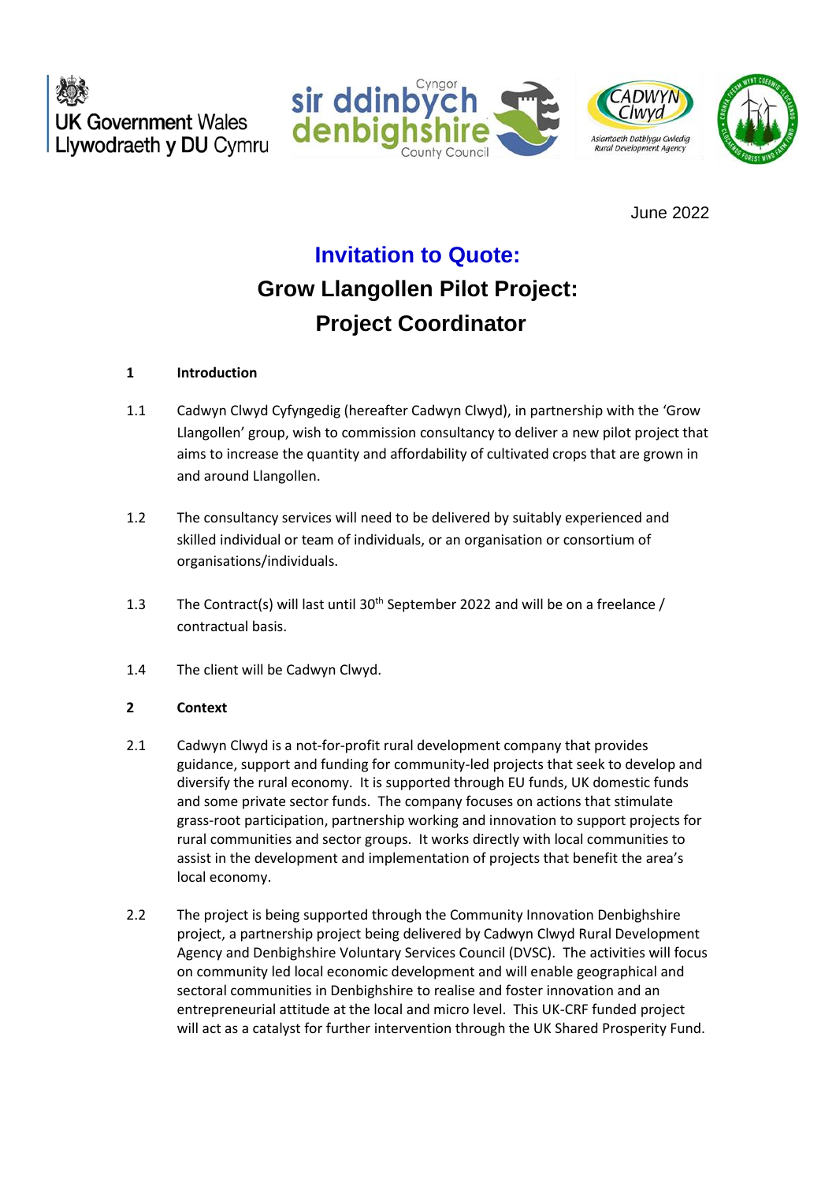June 2022

# Invitation to Quote:

# Grow Llangollen Pilot Project: Project Coordinator

**1 Introduction**

1.1 Cadwyn Clwyd Cyfyngedig (hereafter Cadwyn Clwyd), in partnership with the 'Grow Llangollen' group, wish to commission consultancy to deliver a new pilot project that aims to increase the quantity and affordability of cultivated crops that are grown in and around Llangollen.

1.2 The consultancy services will need to be delivered by suitably experienced and skilled individual or team of individuals, or an organisation or consortium of organisations/individuals.

1.3 The Contract(s) will last until 30th September 2022 and will be on a freelance / contractual basis.

1.4 The client will be Cadwyn Clwyd.

**2 Context**

2.1 Cadwyn Clwyd is a not-for-profit rural development company that provides guidance, support and funding for community-led projects that seek to develop and diversify the rural economy. It is supported through EU funds, UK domestic funds and some private sector funds. The company focuses on actions that stimulate grass-root participation, partnership working and innovation to support projects for rural communities and sector groups. It works directly with local communities to assist in the development and implementation of projects that benefit the area's local economy.

2.2 The project is being supported through the Community Innovation Denbighshire project, a partnership project being delivered by Cadwyn Clwyd Rural Development Agency and Denbighshire Voluntary Services Council (DVSC). The activities will focus on community led local economic development and will enable geographical and sectoral communities in Denbighshire to realise and foster innovation and an entrepreneurial attitude at the local and micro level. This UK-CRF funded project will act as a catalyst for further intervention through the UK Shared Prosperity Fund.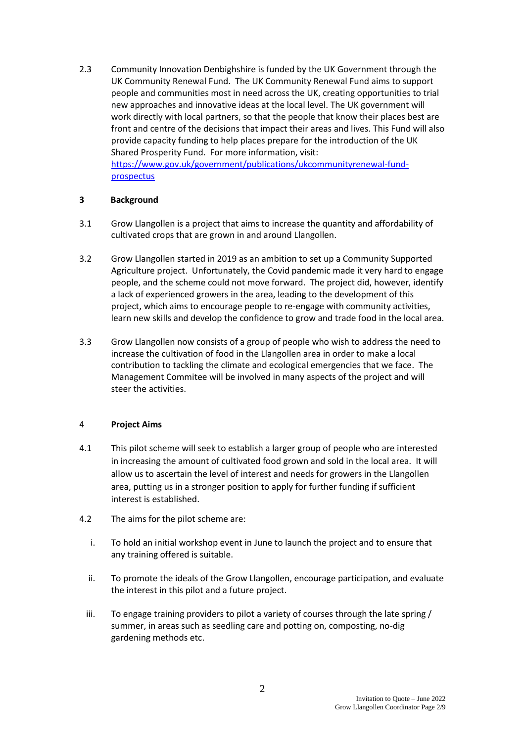2.3 Community Innovation Denbighshire is funded by the UK Government through the UK Community Renewal Fund. The UK Community Renewal Fund aims to support people and communities most in need across the UK, creating opportunities to trial new approaches and innovative ideas at the local level. The UK government will work directly with local partners, so that the people that know their places best are front and centre of the decisions that impact their areas and lives. This Fund will also provide capacity funding to help places prepare for the introduction of the UK Shared Prosperity Fund. For more information, visit: [https://www.gov.uk/government/publications/ukcommunityrenewal-fund-prospectus](https://www.gov.uk/government/publications/ukcommunityrenewal-fund-prospectus)

## 3 Background

3.1 Grow Llangollen is a project that aims to increase the quantity and affordability of cultivated crops that are grown in and around Llangollen.

3.2 Grow Llangollen started in 2019 as an ambition to set up a Community Supported Agriculture project. Unfortunately, the Covid pandemic made it very hard to engage people, and the scheme could not move forward. The project did, however, identify a lack of experienced growers in the area, leading to the development of this project, which aims to encourage people to re-engage with community activities, learn new skills and develop the confidence to grow and trade food in the local area.

3.3 Grow Llangollen now consists of a group of people who wish to address the need to increase the cultivation of food in the Llangollen area in order to make a local contribution to tackling the climate and ecological emergencies that we face. The Management Commitee will be involved in many aspects of the project and will steer the activities.

## 4 Project Aims

4.1 This pilot scheme will seek to establish a larger group of people who are interested in increasing the amount of cultivated food grown and sold in the local area. It will allow us to ascertain the level of interest and needs for growers in the Llangollen area, putting us in a stronger position to apply for further funding if sufficient interest is established.

4.2 The aims for the pilot scheme are:

i. To hold an initial workshop event in June to launch the project and to ensure that any training offered is suitable.

ii. To promote the ideals of the Grow Llangollen, encourage participation, and evaluate the interest in this pilot and a future project.

iii. To engage training providers to pilot a variety of courses through the late spring / summer, in areas such as seedling care and potting on, composting, no-dig gardening methods etc.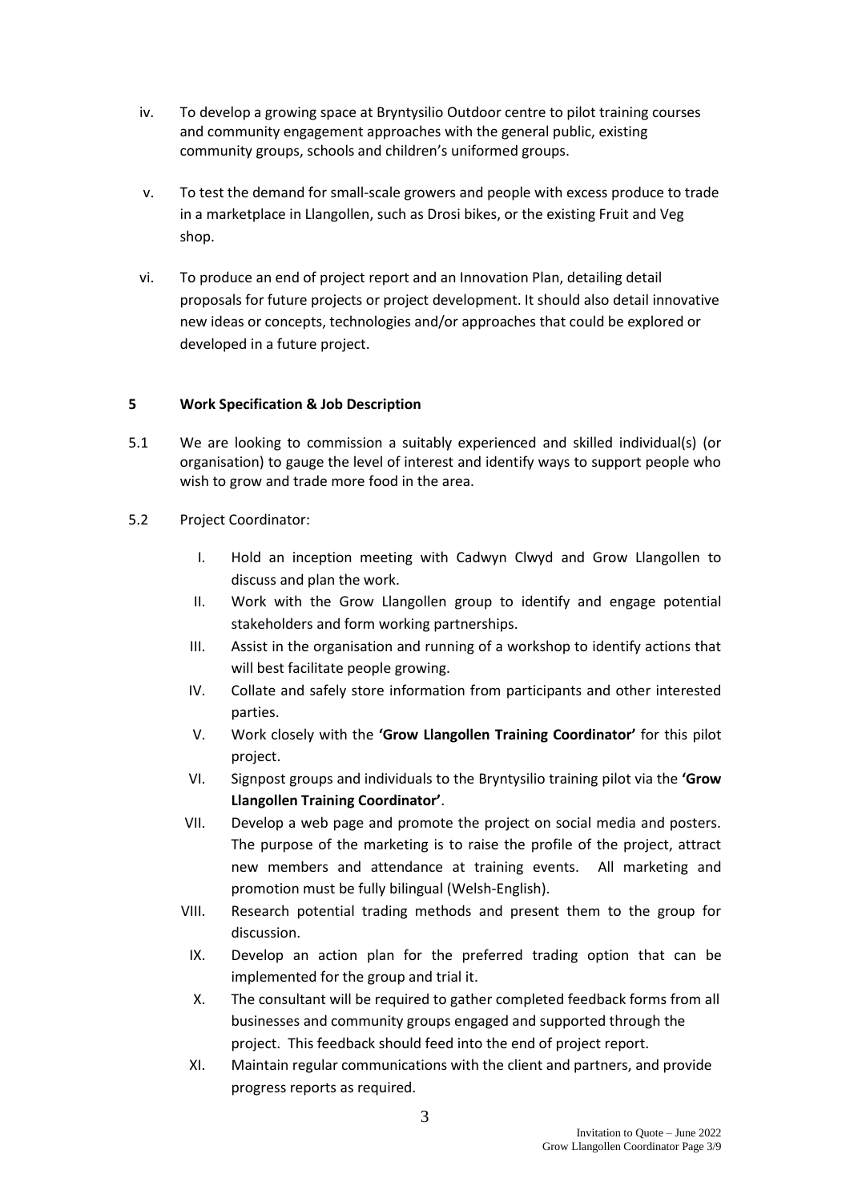iv. To develop a growing space at Bryntysilio Outdoor centre to pilot training courses and community engagement approaches with the general public, existing community groups, schools and children's uniformed groups.

v. To test the demand for small-scale growers and people with excess produce to trade in a marketplace in Llangollen, such as Drosi bikes, or the existing Fruit and Veg shop.

vi. To produce an end of project report and an Innovation Plan, detailing detail proposals for future projects or project development. It should also detail innovative new ideas or concepts, technologies and/or approaches that could be explored or developed in a future project.

## 5 Work Specification & Job Description

5.1 We are looking to commission a suitably experienced and skilled individual(s) (or organisation) to gauge the level of interest and identify ways to support people who wish to grow and trade more food in the area.

5.2 Project Coordinator:

I. Hold an inception meeting with Cadwyn Clwyd and Grow Llangollen to discuss and plan the work.

II. Work with the Grow Llangollen group to identify and engage potential stakeholders and form working partnerships.

III. Assist in the organisation and running of a workshop to identify actions that will best facilitate people growing.

IV. Collate and safely store information from participants and other interested parties.

V. Work closely with the **'Grow Llangollen Training Coordinator'** for this pilot project.

VI. Signpost groups and individuals to the Bryntysilio training pilot via the **'Grow Llangollen Training Coordinator'**.

VII. Develop a web page and promote the project on social media and posters. The purpose of the marketing is to raise the profile of the project, attract new members and attendance at training events. All marketing and promotion must be fully bilingual (Welsh-English).

VIII. Research potential trading methods and present them to the group for discussion.

IX. Develop an action plan for the preferred trading option that can be implemented for the group and trial it.

X. The consultant will be required to gather completed feedback forms from all businesses and community groups engaged and supported through the project. This feedback should feed into the end of project report.

XI. Maintain regular communications with the client and partners, and provide progress reports as required.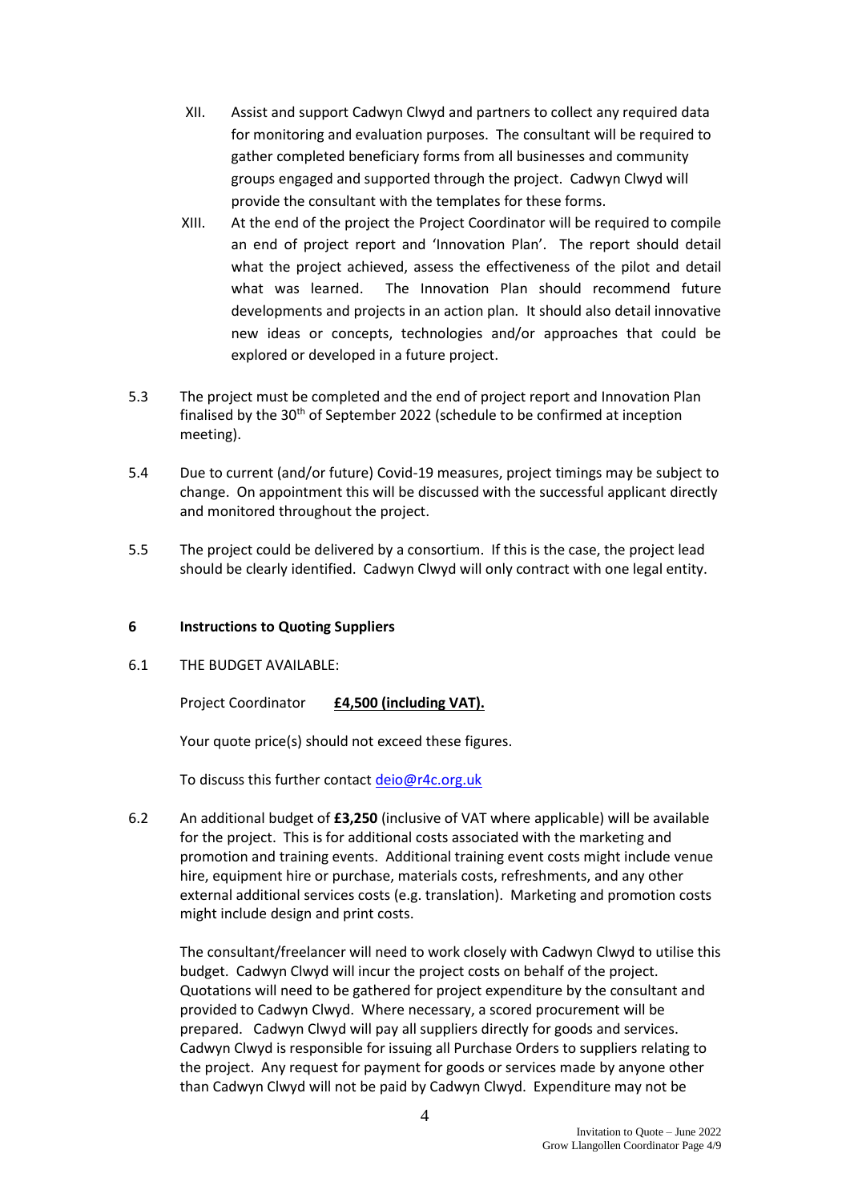XII. Assist and support Cadwyn Clwyd and partners to collect any required data for monitoring and evaluation purposes. The consultant will be required to gather completed beneficiary forms from all businesses and community groups engaged and supported through the project. Cadwyn Clwyd will provide the consultant with the templates for these forms.

XIII. At the end of the project the Project Coordinator will be required to compile an end of project report and 'Innovation Plan'. The report should detail what the project achieved, assess the effectiveness of the pilot and detail what was learned. The Innovation Plan should recommend future developments and projects in an action plan. It should also detail innovative new ideas or concepts, technologies and/or approaches that could be explored or developed in a future project.

5.3 The project must be completed and the end of project report and Innovation Plan finalised by the 30th of September 2022 (schedule to be confirmed at inception meeting).

5.4 Due to current (and/or future) Covid-19 measures, project timings may be subject to change. On appointment this will be discussed with the successful applicant directly and monitored throughout the project.

5.5 The project could be delivered by a consortium. If this is the case, the project lead should be clearly identified. Cadwyn Clwyd will only contract with one legal entity.

## 6 Instructions to Quoting Suppliers

6.1 THE BUDGET AVAILABLE:

Project Coordinator **£4,500 (including VAT).**

Your quote price(s) should not exceed these figures.

To discuss this further contact deio@r4c.org.uk

6.2 An additional budget of **£3,250** (inclusive of VAT where applicable) will be available for the project. This is for additional costs associated with the marketing and promotion and training events. Additional training event costs might include venue hire, equipment hire or purchase, materials costs, refreshments, and any other external additional services costs (e.g. translation). Marketing and promotion costs might include design and print costs.

The consultant/freelancer will need to work closely with Cadwyn Clwyd to utilise this budget. Cadwyn Clwyd will incur the project costs on behalf of the project. Quotations will need to be gathered for project expenditure by the consultant and provided to Cadwyn Clwyd. Where necessary, a scored procurement will be prepared. Cadwyn Clwyd will pay all suppliers directly for goods and services. Cadwyn Clwyd is responsible for issuing all Purchase Orders to suppliers relating to the project. Any request for payment for goods or services made by anyone other than Cadwyn Clwyd will not be paid by Cadwyn Clwyd. Expenditure may not be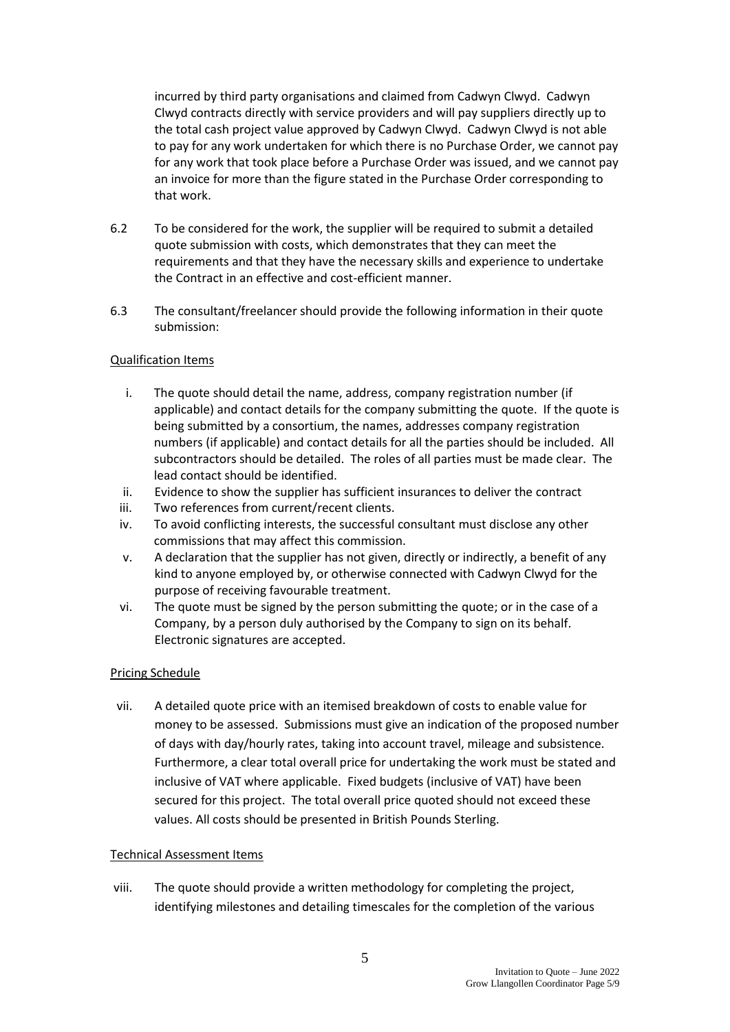incurred by third party organisations and claimed from Cadwyn Clwyd. Cadwyn Clwyd contracts directly with service providers and will pay suppliers directly up to the total cash project value approved by Cadwyn Clwyd. Cadwyn Clwyd is not able to pay for any work undertaken for which there is no Purchase Order, we cannot pay for any work that took place before a Purchase Order was issued, and we cannot pay an invoice for more than the figure stated in the Purchase Order corresponding to that work.

6.2 To be considered for the work, the supplier will be required to submit a detailed quote submission with costs, which demonstrates that they can meet the requirements and that they have the necessary skills and experience to undertake the Contract in an effective and cost-efficient manner.

6.3 The consultant/freelancer should provide the following information in their quote submission:

<u>Qualification Items</u>

i. The quote should detail the name, address, company registration number (if applicable) and contact details for the company submitting the quote. If the quote is being submitted by a consortium, the names, addresses company registration numbers (if applicable) and contact details for all the parties should be included. All subcontractors should be detailed. The roles of all parties must be made clear. The lead contact should be identified.

ii. Evidence to show the supplier has sufficient insurances to deliver the contract

iii. Two references from current/recent clients.

iv. To avoid conflicting interests, the successful consultant must disclose any other commissions that may affect this commission.

v. A declaration that the supplier has not given, directly or indirectly, a benefit of any kind to anyone employed by, or otherwise connected with Cadwyn Clwyd for the purpose of receiving favourable treatment.

vi. The quote must be signed by the person submitting the quote; or in the case of a Company, by a person duly authorised by the Company to sign on its behalf. Electronic signatures are accepted.

<u>Pricing Schedule</u>

vii. A detailed quote price with an itemised breakdown of costs to enable value for money to be assessed. Submissions must give an indication of the proposed number of days with day/hourly rates, taking into account travel, mileage and subsistence. Furthermore, a clear total overall price for undertaking the work must be stated and inclusive of VAT where applicable. Fixed budgets (inclusive of VAT) have been secured for this project. The total overall price quoted should not exceed these values. All costs should be presented in British Pounds Sterling.

<u>Technical Assessment Items</u>

viii. The quote should provide a written methodology for completing the project, identifying milestones and detailing timescales for the completion of the various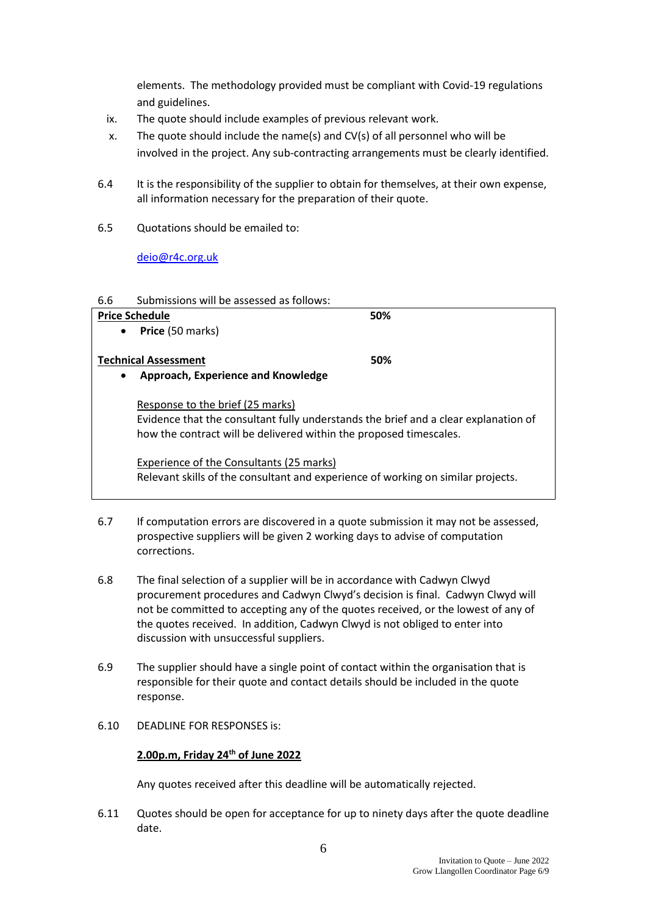elements. The methodology provided must be compliant with Covid-19 regulations and guidelines.

ix. The quote should include examples of previous relevant work.

x. The quote should include the name(s) and CV(s) of all personnel who will be involved in the project. Any sub-contracting arrangements must be clearly identified.

6.4 It is the responsibility of the supplier to obtain for themselves, at their own expense, all information necessary for the preparation of their quote.

6.5 Quotations should be emailed to:

deio@r4c.org.uk

6.6 Submissions will be assessed as follows:

| **Price Schedule** | **50%** |
|---|---|
| • **Price** (50 marks) | |
| **Technical Assessment** | **50%** |
| • **Approach, Experience and Knowledge**<br><br>Response to the brief (25 marks)<br>Evidence that the consultant fully understands the brief and a clear explanation of how the contract will be delivered within the proposed timescales.<br><br>Experience of the Consultants (25 marks)<br>Relevant skills of the consultant and experience of working on similar projects. | |

6.7 If computation errors are discovered in a quote submission it may not be assessed, prospective suppliers will be given 2 working days to advise of computation corrections.

6.8 The final selection of a supplier will be in accordance with Cadwyn Clwyd procurement procedures and Cadwyn Clwyd's decision is final. Cadwyn Clwyd will not be committed to accepting any of the quotes received, or the lowest of any of the quotes received. In addition, Cadwyn Clwyd is not obliged to enter into discussion with unsuccessful suppliers.

6.9 The supplier should have a single point of contact within the organisation that is responsible for their quote and contact details should be included in the quote response.

6.10 DEADLINE FOR RESPONSES is:

**2.00p.m, Friday 24th of June 2022**

Any quotes received after this deadline will be automatically rejected.

6.11 Quotes should be open for acceptance for up to ninety days after the quote deadline date.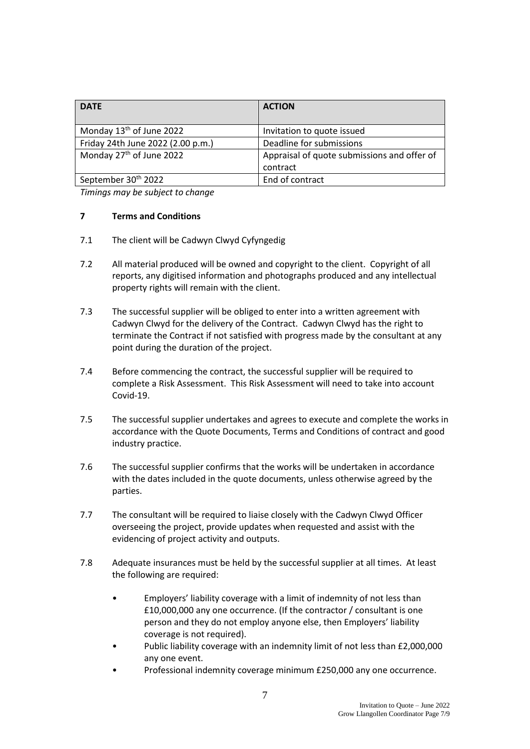| DATE | ACTION |
|---|---|
| Monday 13th of June 2022 | Invitation to quote issued |
| Friday 24th June 2022 (2.00 p.m.) | Deadline for submissions |
| Monday 27th of June 2022 | Appraisal of quote submissions and offer of contract |
| September 30th 2022 | End of contract |

*Timings may be subject to change*

## 7 Terms and Conditions

7.1 The client will be Cadwyn Clwyd Cyfyngedig

7.2 All material produced will be owned and copyright to the client. Copyright of all reports, any digitised information and photographs produced and any intellectual property rights will remain with the client.

7.3 The successful supplier will be obliged to enter into a written agreement with Cadwyn Clwyd for the delivery of the Contract. Cadwyn Clwyd has the right to terminate the Contract if not satisfied with progress made by the consultant at any point during the duration of the project.

7.4 Before commencing the contract, the successful supplier will be required to complete a Risk Assessment. This Risk Assessment will need to take into account Covid-19.

7.5 The successful supplier undertakes and agrees to execute and complete the works in accordance with the Quote Documents, Terms and Conditions of contract and good industry practice.

7.6 The successful supplier confirms that the works will be undertaken in accordance with the dates included in the quote documents, unless otherwise agreed by the parties.

7.7 The consultant will be required to liaise closely with the Cadwyn Clwyd Officer overseeing the project, provide updates when requested and assist with the evidencing of project activity and outputs.

7.8 Adequate insurances must be held by the successful supplier at all times. At least the following are required:

- Employers' liability coverage with a limit of indemnity of not less than £10,000,000 any one occurrence. (If the contractor / consultant is one person and they do not employ anyone else, then Employers' liability coverage is not required).
- Public liability coverage with an indemnity limit of not less than £2,000,000 any one event.
- Professional indemnity coverage minimum £250,000 any one occurrence.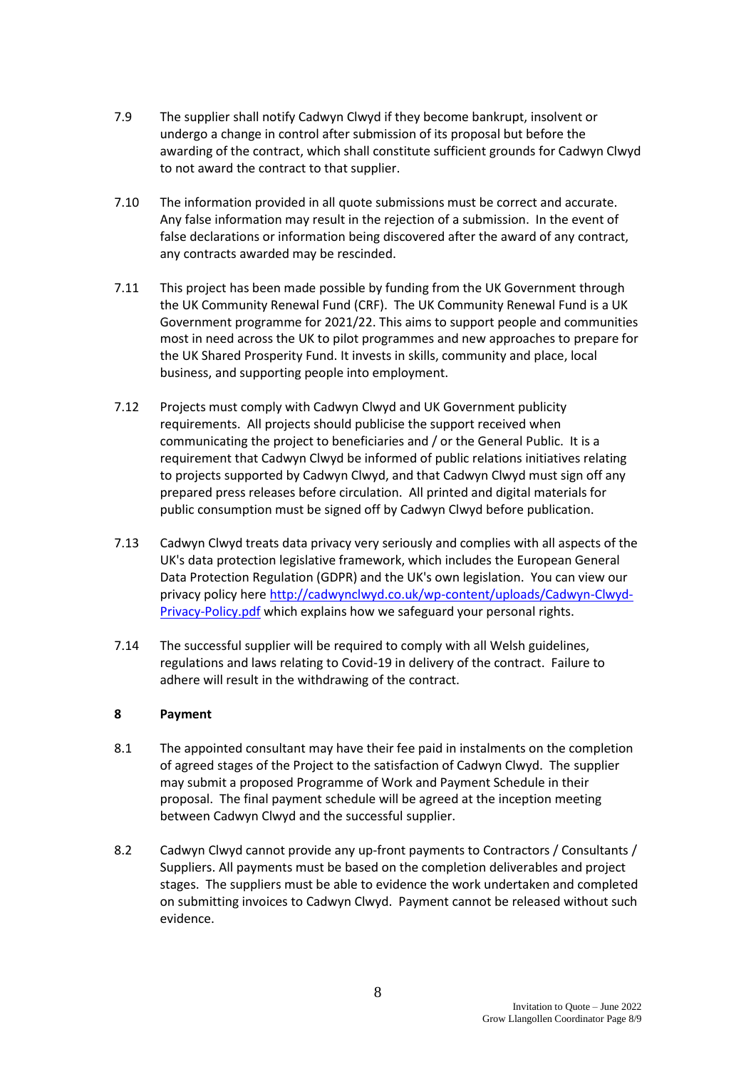7.9 The supplier shall notify Cadwyn Clwyd if they become bankrupt, insolvent or undergo a change in control after submission of its proposal but before the awarding of the contract, which shall constitute sufficient grounds for Cadwyn Clwyd to not award the contract to that supplier.

7.10 The information provided in all quote submissions must be correct and accurate. Any false information may result in the rejection of a submission. In the event of false declarations or information being discovered after the award of any contract, any contracts awarded may be rescinded.

7.11 This project has been made possible by funding from the UK Government through the UK Community Renewal Fund (CRF). The UK Community Renewal Fund is a UK Government programme for 2021/22. This aims to support people and communities most in need across the UK to pilot programmes and new approaches to prepare for the UK Shared Prosperity Fund. It invests in skills, community and place, local business, and supporting people into employment.

7.12 Projects must comply with Cadwyn Clwyd and UK Government publicity requirements. All projects should publicise the support received when communicating the project to beneficiaries and / or the General Public. It is a requirement that Cadwyn Clwyd be informed of public relations initiatives relating to projects supported by Cadwyn Clwyd, and that Cadwyn Clwyd must sign off any prepared press releases before circulation. All printed and digital materials for public consumption must be signed off by Cadwyn Clwyd before publication.

7.13 Cadwyn Clwyd treats data privacy very seriously and complies with all aspects of the UK's data protection legislative framework, which includes the European General Data Protection Regulation (GDPR) and the UK's own legislation. You can view our privacy policy here [http://cadwynclwyd.co.uk/wp-content/uploads/Cadwyn-Clwyd-Privacy-Policy.pdf](http://cadwynclwyd.co.uk/wp-content/uploads/Cadwyn-Clwyd-Privacy-Policy.pdf) which explains how we safeguard your personal rights.

7.14 The successful supplier will be required to comply with all Welsh guidelines, regulations and laws relating to Covid-19 in delivery of the contract. Failure to adhere will result in the withdrawing of the contract.

## 8 Payment

8.1 The appointed consultant may have their fee paid in instalments on the completion of agreed stages of the Project to the satisfaction of Cadwyn Clwyd. The supplier may submit a proposed Programme of Work and Payment Schedule in their proposal. The final payment schedule will be agreed at the inception meeting between Cadwyn Clwyd and the successful supplier.

8.2 Cadwyn Clwyd cannot provide any up-front payments to Contractors / Consultants / Suppliers. All payments must be based on the completion deliverables and project stages. The suppliers must be able to evidence the work undertaken and completed on submitting invoices to Cadwyn Clwyd. Payment cannot be released without such evidence.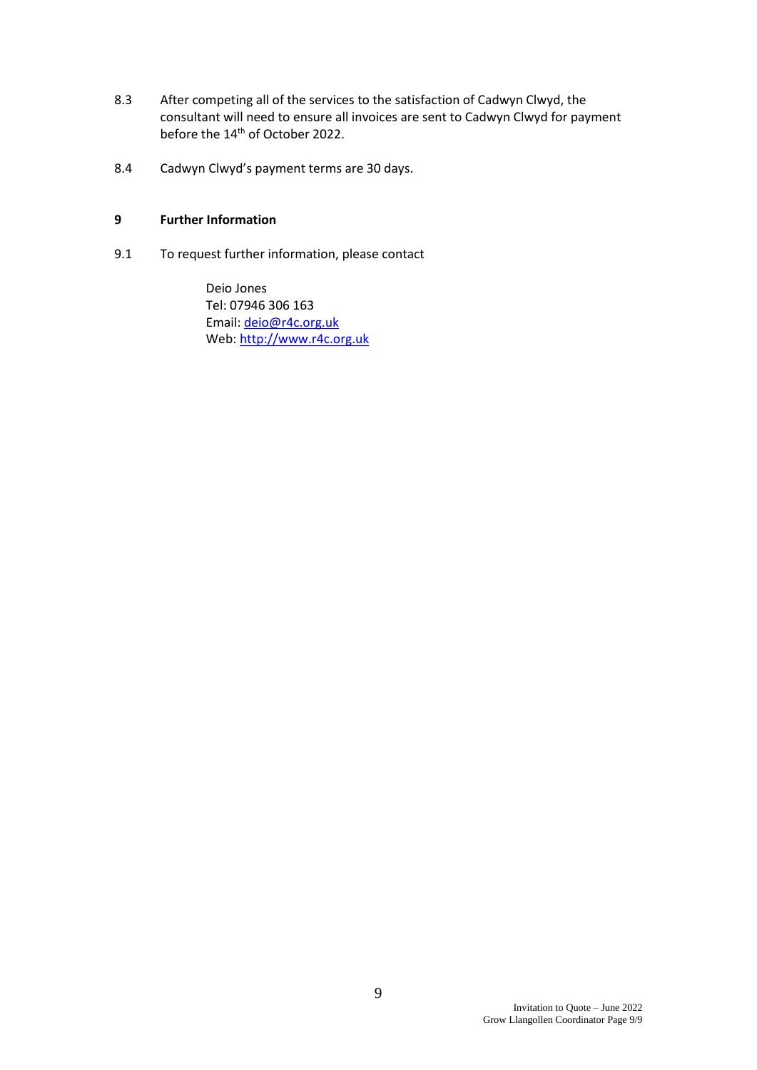8.3 After competing all of the services to the satisfaction of Cadwyn Clwyd, the consultant will need to ensure all invoices are sent to Cadwyn Clwyd for payment before the 14th of October 2022.

8.4 Cadwyn Clwyd's payment terms are 30 days.

## 9 Further Information

9.1 To request further information, please contact

Deio Jones
Tel: 07946 306 163
Email: deio@r4c.org.uk
Web: http://www.r4c.org.uk